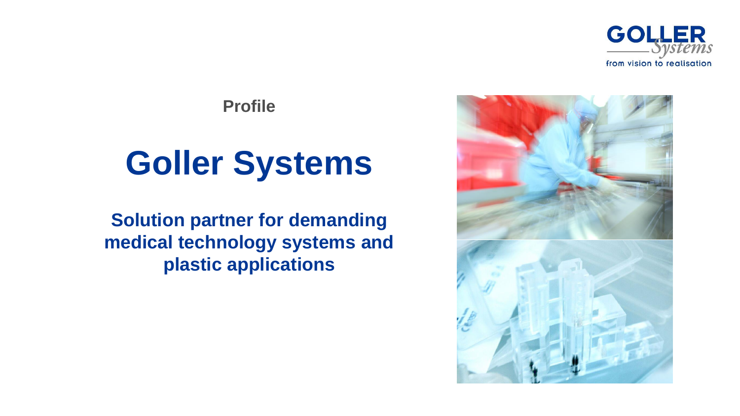GOLLER Systems

from vision to realisation

**Profile**

# Goller Systems

**Solution partner for demanding medical technology systems and plastic applications**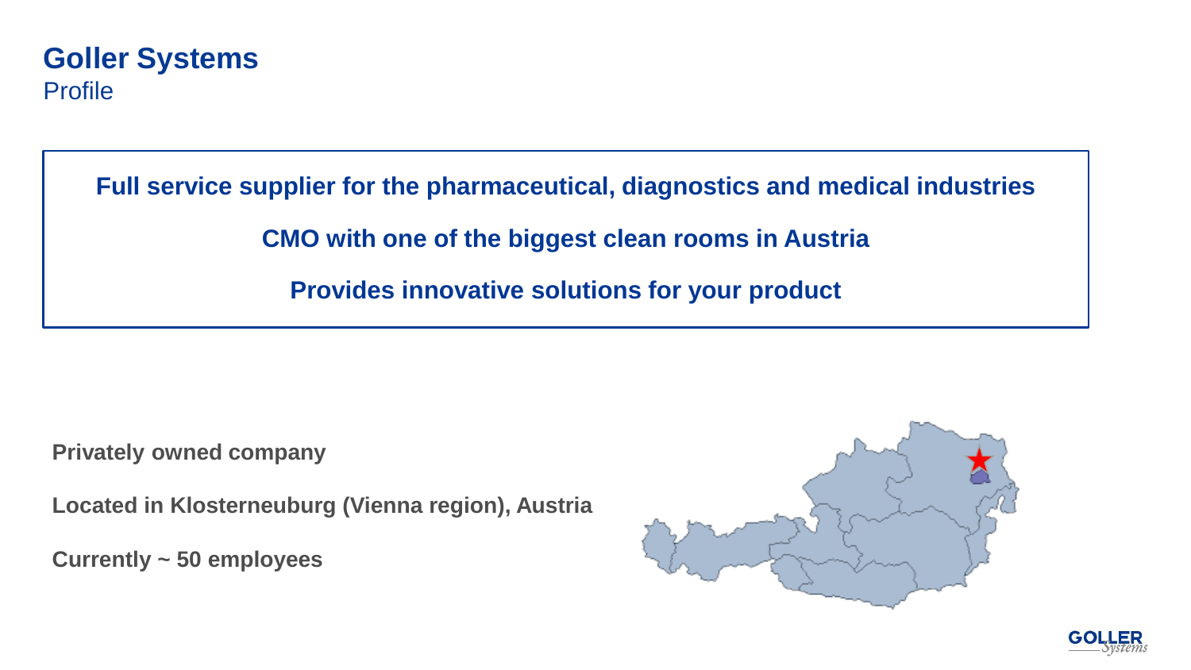# Goller Systems

## Profile

**Full service supplier for the pharmaceutical, diagnostics and medical industries**

**CMO with one of the biggest clean rooms in Austria**

**Provides innovative solutions for your product**

**Privately owned company**

**Located in Klosterneuburg (Vienna region), Austria**

**Currently ~ 50 employees**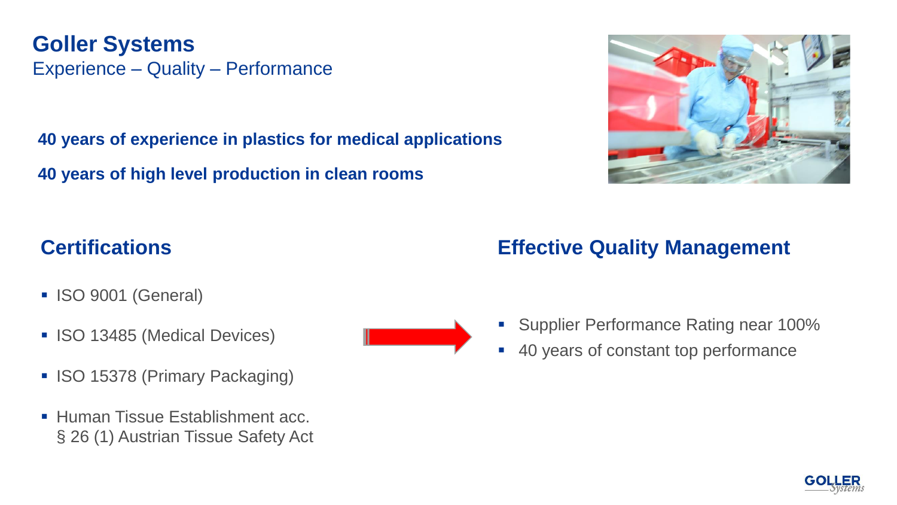# Goller Systems

Experience – Quality – Performance

**40 years of experience in plastics for medical applications**

**40 years of high level production in clean rooms**

## Certifications

- ISO 9001 (General)
- ISO 13485 (Medical Devices)
- ISO 15378 (Primary Packaging)
- Human Tissue Establishment acc. § 26 (1) Austrian Tissue Safety Act

## Effective Quality Management

- Supplier Performance Rating near 100%
- 40 years of constant top performance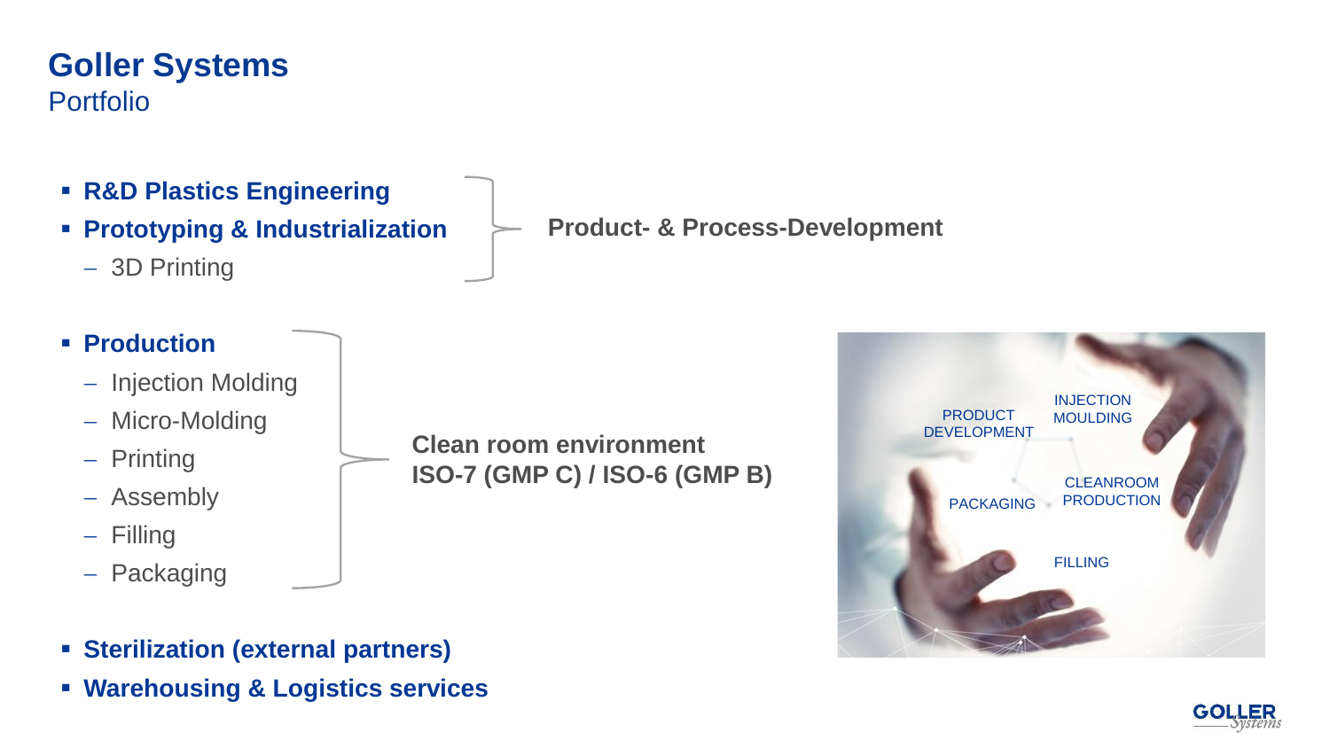# Goller Systems

## Portfolio

- **R&D Plastics Engineering**
- **Prototyping & Industrialization**
  - 3D Printing

**Product- & Process-Development**

- **Production**
  - Injection Molding
  - Micro-Molding
  - Printing
  - Assembly
  - Filling
  - Packaging

**Clean room environment**
**ISO-7 (GMP C) / ISO-6 (GMP B)**

- **Sterilization (external partners)**
- **Warehousing & Logistics services**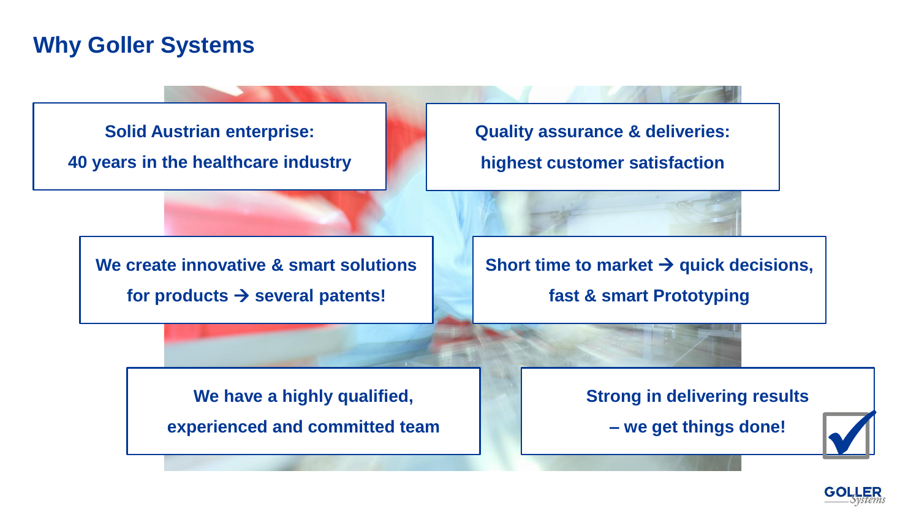# Why Goller Systems

**Solid Austrian enterprise:**
**40 years in the healthcare industry**

**Quality assurance & deliveries:**
**highest customer satisfaction**

**We create innovative & smart solutions for products → several patents!**

**Short time to market → quick decisions, fast & smart Prototyping**

**We have a highly qualified, experienced and committed team**

**Strong in delivering results – we get things done!**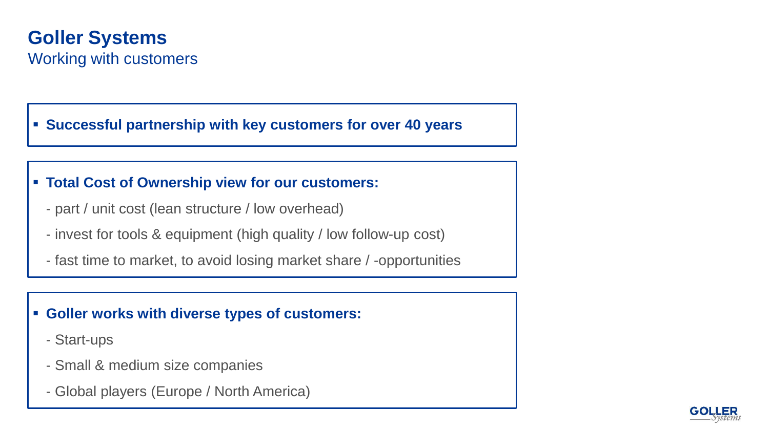# Goller Systems

## Working with customers

- **Successful partnership with key customers for over 40 years**

- **Total Cost of Ownership view for our customers:**
  - part / unit cost (lean structure / low overhead)
  - invest for tools & equipment (high quality / low follow-up cost)
  - fast time to market, to avoid losing market share / -opportunities

- **Goller works with diverse types of customers:**
  - Start-ups
  - Small & medium size companies
  - Global players (Europe / North America)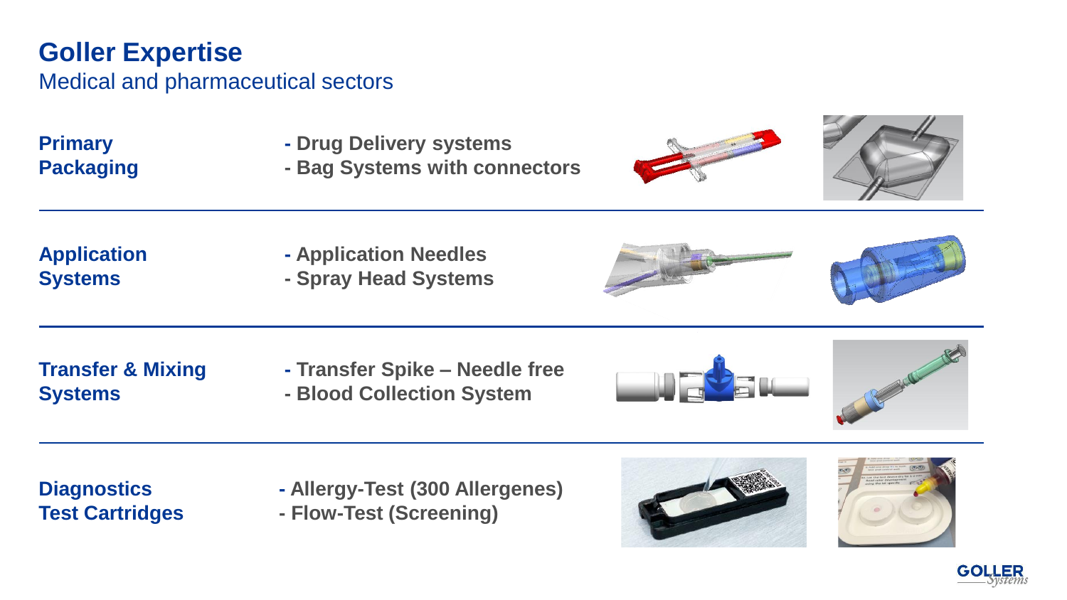# Goller Expertise

## Medical and pharmaceutical sectors

**Primary Packaging**

- **Drug Delivery systems**
- **Bag Systems with connectors**

---

**Application Systems**

- **Application Needles**
- **Spray Head Systems**

---

**Transfer & Mixing Systems**

- **Transfer Spike – Needle free**
- **Blood Collection System**

---

**Diagnostics Test Cartridges**

- **Allergy-Test (300 Allergenes)**
- **Flow-Test (Screening)**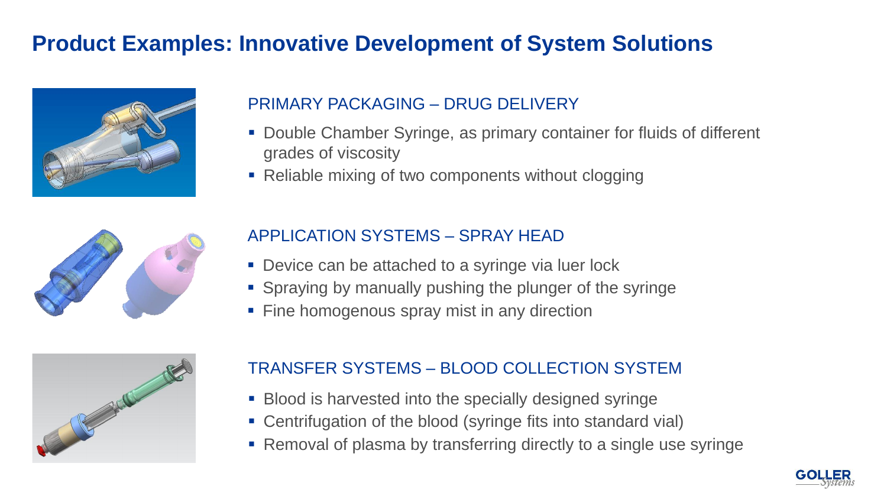# Product Examples: Innovative Development of System Solutions

## PRIMARY PACKAGING – DRUG DELIVERY

- Double Chamber Syringe, as primary container for fluids of different grades of viscosity
- Reliable mixing of two components without clogging

## APPLICATION SYSTEMS – SPRAY HEAD

- Device can be attached to a syringe via luer lock
- Spraying by manually pushing the plunger of the syringe
- Fine homogenous spray mist in any direction

## TRANSFER SYSTEMS – BLOOD COLLECTION SYSTEM

- Blood is harvested into the specially designed syringe
- Centrifugation of the blood (syringe fits into standard vial)
- Removal of plasma by transferring directly to a single use syringe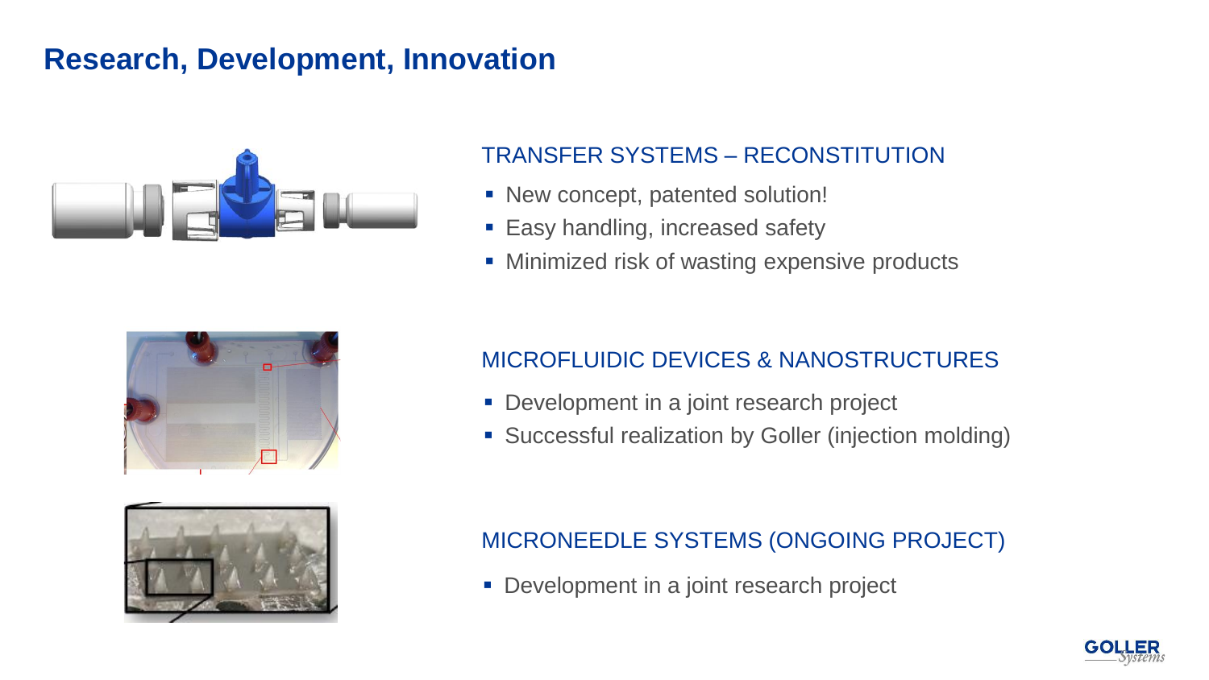# Research, Development, Innovation

## TRANSFER SYSTEMS – RECONSTITUTION

- New concept, patented solution!
- Easy handling, increased safety
- Minimized risk of wasting expensive products

## MICROFLUIDIC DEVICES & NANOSTRUCTURES

- Development in a joint research project
- Successful realization by Goller (injection molding)

## MICRONEEDLE SYSTEMS (ONGOING PROJECT)

- Development in a joint research project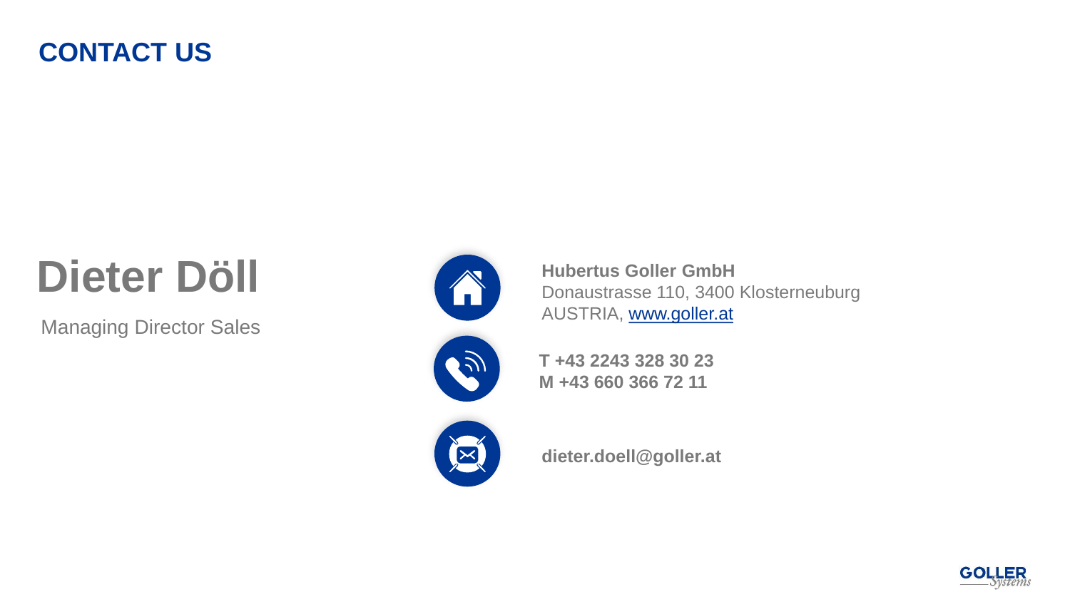# CONTACT US

## Dieter Döll

Managing Director Sales

**Hubertus Goller GmbH**
Donaustrasse 110, 3400 Klosterneuburg
AUSTRIA, [www.goller.at](http://www.goller.at)

**T +43 2243 328 30 23**
**M +43 660 366 72 11**

**dieter.doell@goller.at**